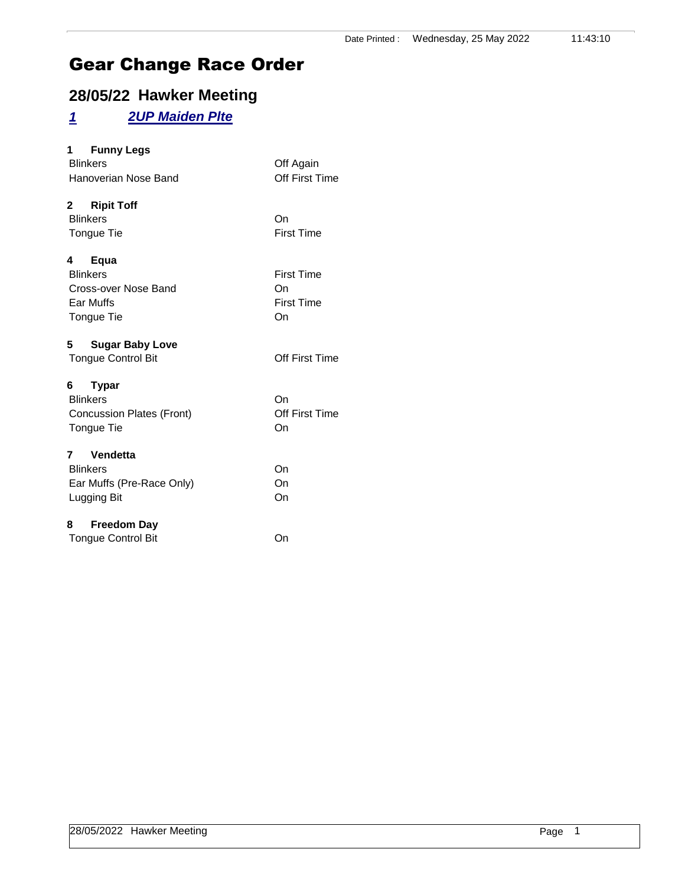Date Printed : Wednesday, 25 May 2022 11:43:10

# Gear Change Race Order

## 28/05/22 Hawker Meeting

### *1* *2UP Maiden Plte*

**1 Funny Legs**

| | |
|---|---|
| Blinkers | Off Again |
| Hanoverian Nose Band | Off First Time |

**2 Ripit Toff**

| | |
|---|---|
| Blinkers | On |
| Tongue Tie | First Time |

**4 Equa**

| | |
|---|---|
| Blinkers | First Time |
| Cross-over Nose Band | On |
| Ear Muffs | First Time |
| Tongue Tie | On |

**5 Sugar Baby Love**

| | |
|---|---|
| Tongue Control Bit | Off First Time |

**6 Typar**

| | |
|---|---|
| Blinkers | On |
| Concussion Plates (Front) | Off First Time |
| Tongue Tie | On |

**7 Vendetta**

| | |
|---|---|
| Blinkers | On |
| Ear Muffs (Pre-Race Only) | On |
| Lugging Bit | On |

**8 Freedom Day**

| | |
|---|---|
| Tongue Control Bit | On |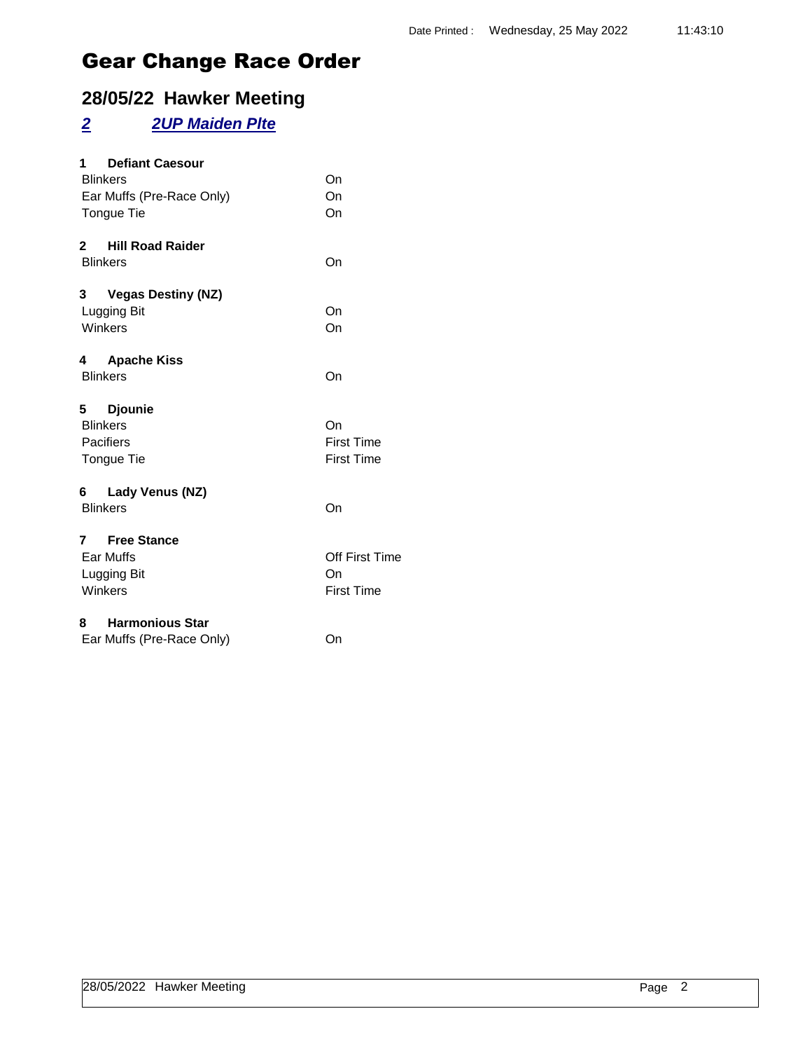# Gear Change Race Order

## 28/05/22 Hawker Meeting

### *2* *2UP Maiden Plte*

**1 Defiant Caesour**

| | |
|---|---|
| Blinkers | On |
| Ear Muffs (Pre-Race Only) | On |
| Tongue Tie | On |

**2 Hill Road Raider**

| | |
|---|---|
| Blinkers | On |

**3 Vegas Destiny (NZ)**

| | |
|---|---|
| Lugging Bit | On |
| Winkers | On |

**4 Apache Kiss**

| | |
|---|---|
| Blinkers | On |

**5 Djounie**

| | |
|---|---|
| Blinkers | On |
| Pacifiers | First Time |
| Tongue Tie | First Time |

**6 Lady Venus (NZ)**

| | |
|---|---|
| Blinkers | On |

**7 Free Stance**

| | |
|---|---|
| Ear Muffs | Off First Time |
| Lugging Bit | On |
| Winkers | First Time |

**8 Harmonious Star**

| | |
|---|---|
| Ear Muffs (Pre-Race Only) | On |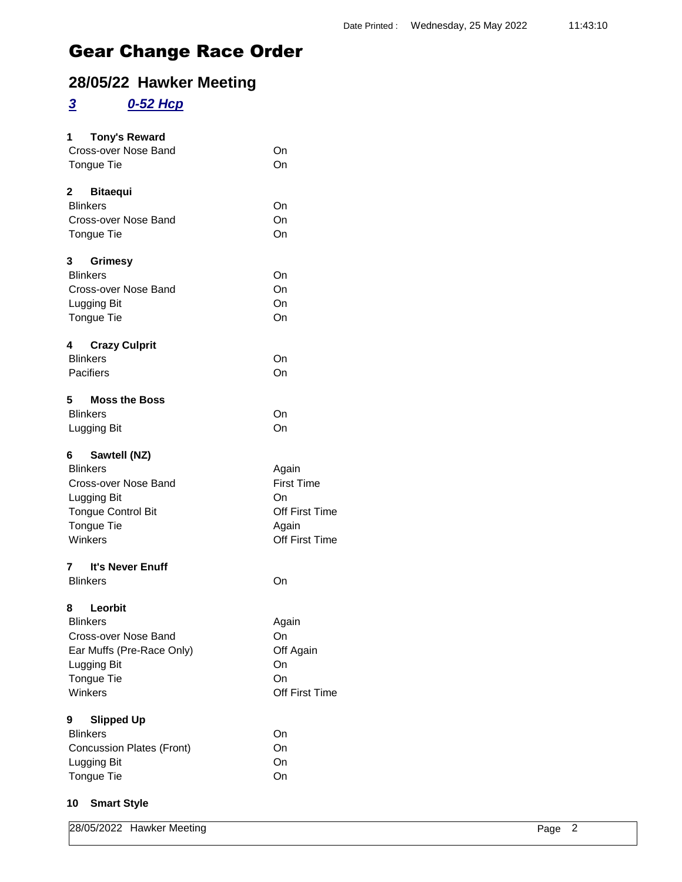# Gear Change Race Order

## 28/05/22 Hawker Meeting

### *3* *0-52 Hcp*

**1 Tony's Reward**

| | |
|---|---|
| Cross-over Nose Band | On |
| Tongue Tie | On |

**2 Bitaequi**

| | |
|---|---|
| Blinkers | On |
| Cross-over Nose Band | On |
| Tongue Tie | On |

**3 Grimesy**

| | |
|---|---|
| Blinkers | On |
| Cross-over Nose Band | On |
| Lugging Bit | On |
| Tongue Tie | On |

**4 Crazy Culprit**

| | |
|---|---|
| Blinkers | On |
| Pacifiers | On |

**5 Moss the Boss**

| | |
|---|---|
| Blinkers | On |
| Lugging Bit | On |

**6 Sawtell (NZ)**

| | |
|---|---|
| Blinkers | Again |
| Cross-over Nose Band | First Time |
| Lugging Bit | On |
| Tongue Control Bit | Off First Time |
| Tongue Tie | Again |
| Winkers | Off First Time |

**7 It's Never Enuff**

| | |
|---|---|
| Blinkers | On |

**8 Leorbit**

| | |
|---|---|
| Blinkers | Again |
| Cross-over Nose Band | On |
| Ear Muffs (Pre-Race Only) | Off Again |
| Lugging Bit | On |
| Tongue Tie | On |
| Winkers | Off First Time |

**9 Slipped Up**

| | |
|---|---|
| Blinkers | On |
| Concussion Plates (Front) | On |
| Lugging Bit | On |
| Tongue Tie | On |

**10 Smart Style**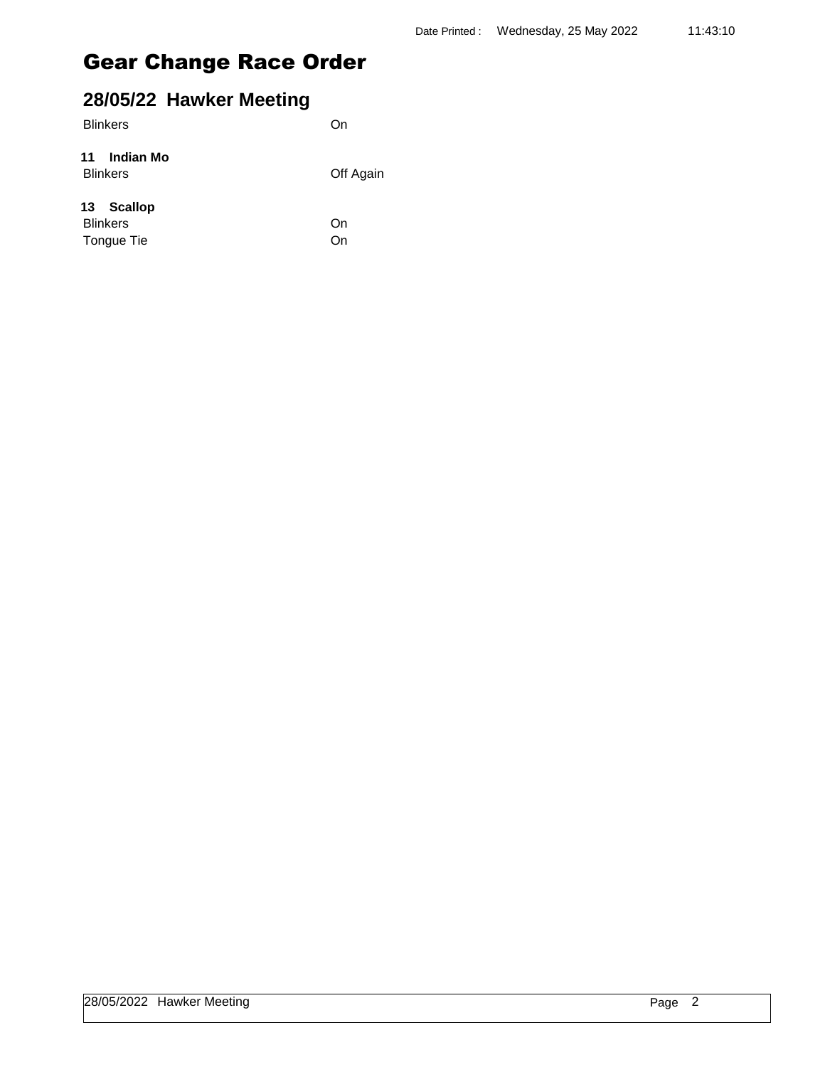# Gear Change Race Order

## 28/05/22 Hawker Meeting

| | |
|---|---|
| Blinkers | On |

**11 Indian Mo**

| | |
|---|---|
| Blinkers | Off Again |

**13 Scallop**

| | |
|---|---|
| Blinkers | On |
| Tongue Tie | On |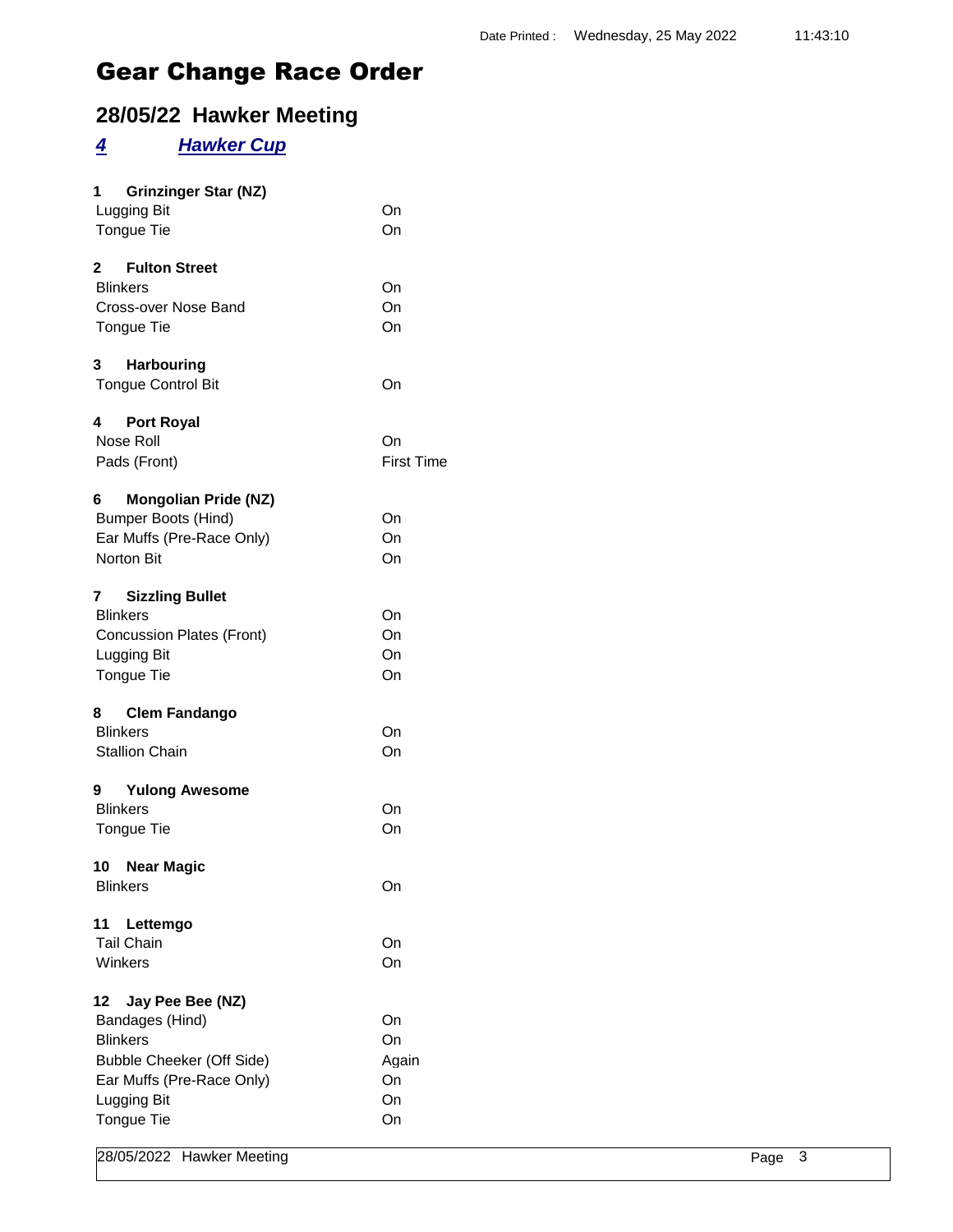# Gear Change Race Order

## 28/05/22 Hawker Meeting

### *4* *Hawker Cup*

**1 Grinzinger Star (NZ)**

| | |
|---|---|
| Lugging Bit | On |
| Tongue Tie | On |

**2 Fulton Street**

| | |
|---|---|
| Blinkers | On |
| Cross-over Nose Band | On |
| Tongue Tie | On |

**3 Harbouring**

| | |
|---|---|
| Tongue Control Bit | On |

**4 Port Royal**

| | |
|---|---|
| Nose Roll | On |
| Pads (Front) | First Time |

**6 Mongolian Pride (NZ)**

| | |
|---|---|
| Bumper Boots (Hind) | On |
| Ear Muffs (Pre-Race Only) | On |
| Norton Bit | On |

**7 Sizzling Bullet**

| | |
|---|---|
| Blinkers | On |
| Concussion Plates (Front) | On |
| Lugging Bit | On |
| Tongue Tie | On |

**8 Clem Fandango**

| | |
|---|---|
| Blinkers | On |
| Stallion Chain | On |

**9 Yulong Awesome**

| | |
|---|---|
| Blinkers | On |
| Tongue Tie | On |

**10 Near Magic**

| | |
|---|---|
| Blinkers | On |

**11 Lettemgo**

| | |
|---|---|
| Tail Chain | On |
| Winkers | On |

**12 Jay Pee Bee (NZ)**

| | |
|---|---|
| Bandages (Hind) | On |
| Blinkers | On |
| Bubble Cheeker (Off Side) | Again |
| Ear Muffs (Pre-Race Only) | On |
| Lugging Bit | On |
| Tongue Tie | On |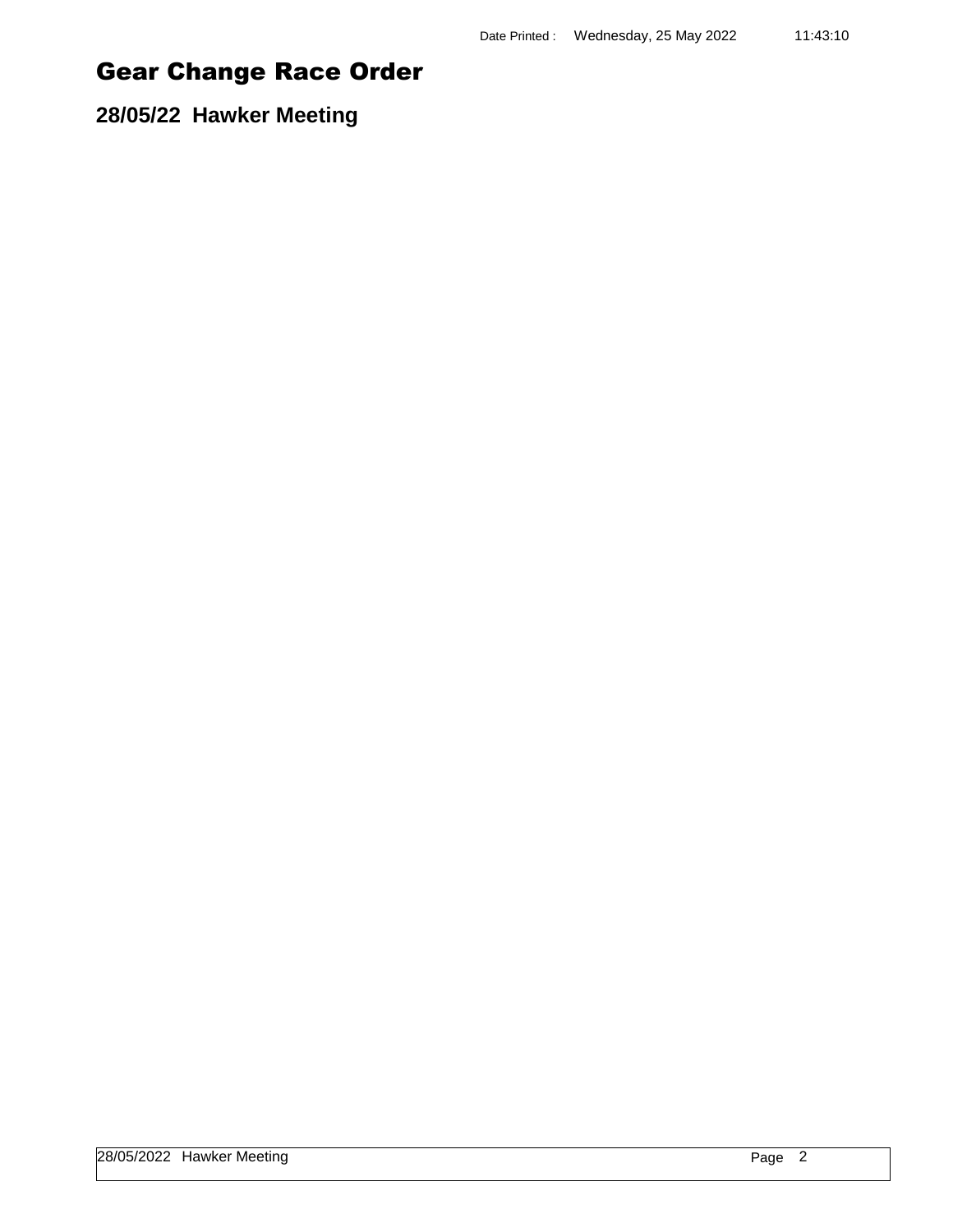# Gear Change Race Order

## 28/05/22 Hawker Meeting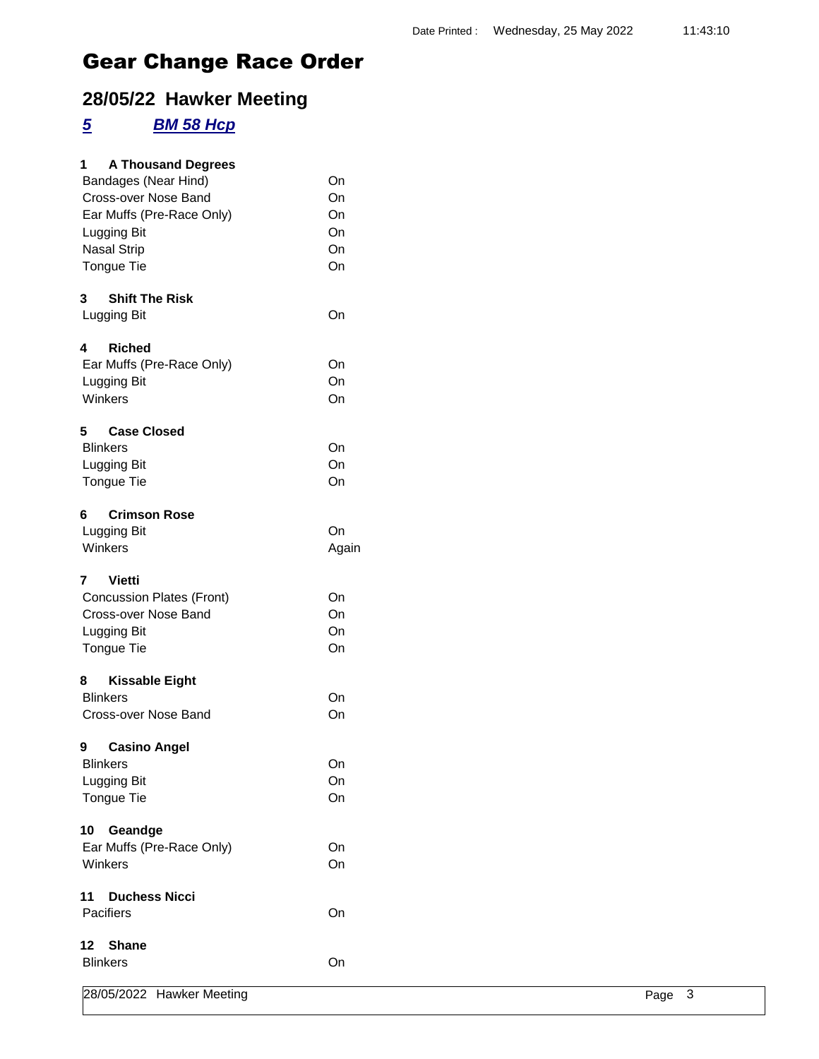Date Printed : Wednesday, 25 May 2022 11:43:10

# Gear Change Race Order

## 28/05/22 Hawker Meeting

### *5* *BM 58 Hcp*

**1 A Thousand Degrees**

| | |
|---|---|
| Bandages (Near Hind) | On |
| Cross-over Nose Band | On |
| Ear Muffs (Pre-Race Only) | On |
| Lugging Bit | On |
| Nasal Strip | On |
| Tongue Tie | On |

**3 Shift The Risk**

| | |
|---|---|
| Lugging Bit | On |

**4 Riched**

| | |
|---|---|
| Ear Muffs (Pre-Race Only) | On |
| Lugging Bit | On |
| Winkers | On |

**5 Case Closed**

| | |
|---|---|
| Blinkers | On |
| Lugging Bit | On |
| Tongue Tie | On |

**6 Crimson Rose**

| | |
|---|---|
| Lugging Bit | On |
| Winkers | Again |

**7 Vietti**

| | |
|---|---|
| Concussion Plates (Front) | On |
| Cross-over Nose Band | On |
| Lugging Bit | On |
| Tongue Tie | On |

**8 Kissable Eight**

| | |
|---|---|
| Blinkers | On |
| Cross-over Nose Band | On |

**9 Casino Angel**

| | |
|---|---|
| Blinkers | On |
| Lugging Bit | On |
| Tongue Tie | On |

**10 Geandge**

| | |
|---|---|
| Ear Muffs (Pre-Race Only) | On |
| Winkers | On |

**11 Duchess Nicci**

| | |
|---|---|
| Pacifiers | On |

**12 Shane**

| | |
|---|---|
| Blinkers | On |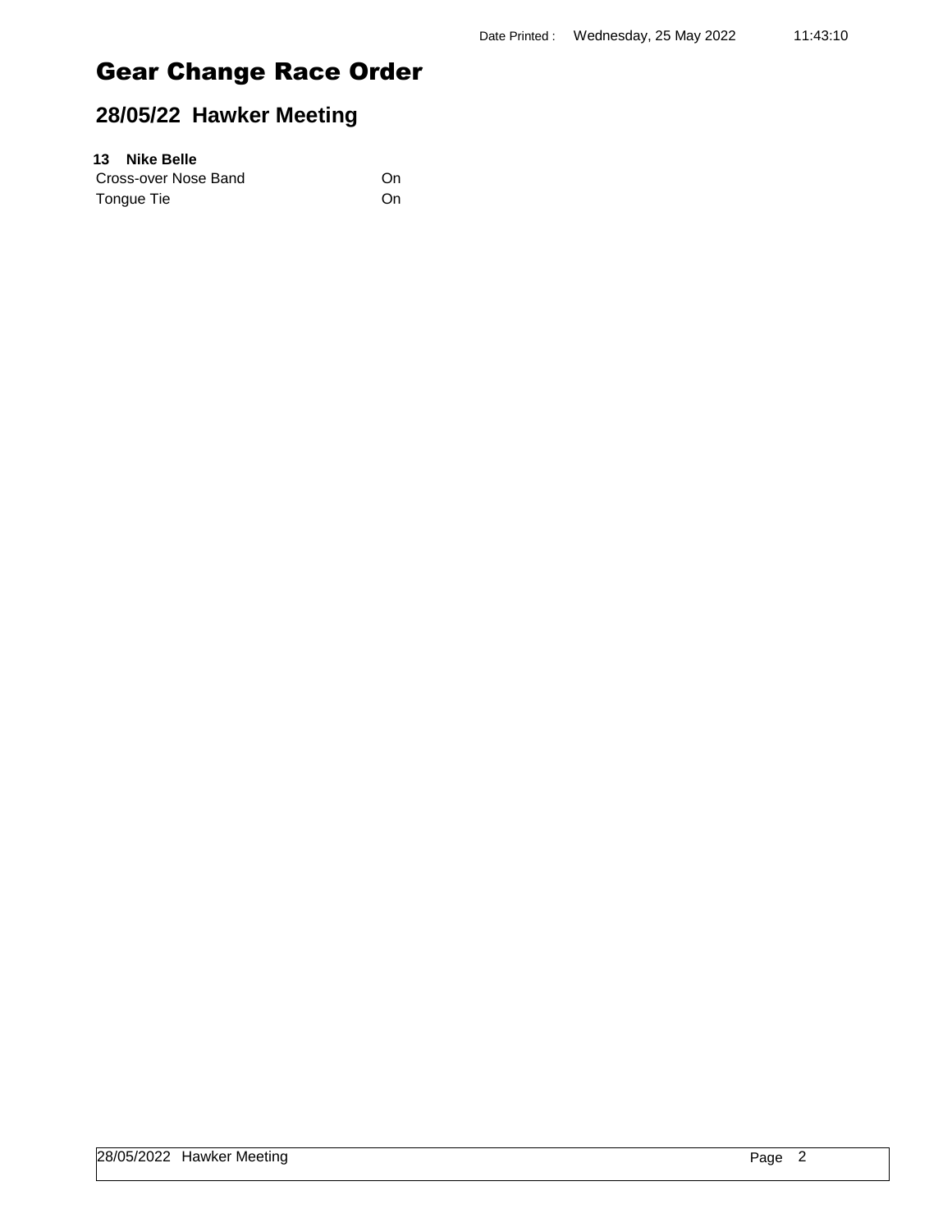# Gear Change Race Order

## 28/05/22 Hawker Meeting

**13 Nike Belle**

| | |
|---|---|
| Cross-over Nose Band | On |
| Tongue Tie | On |